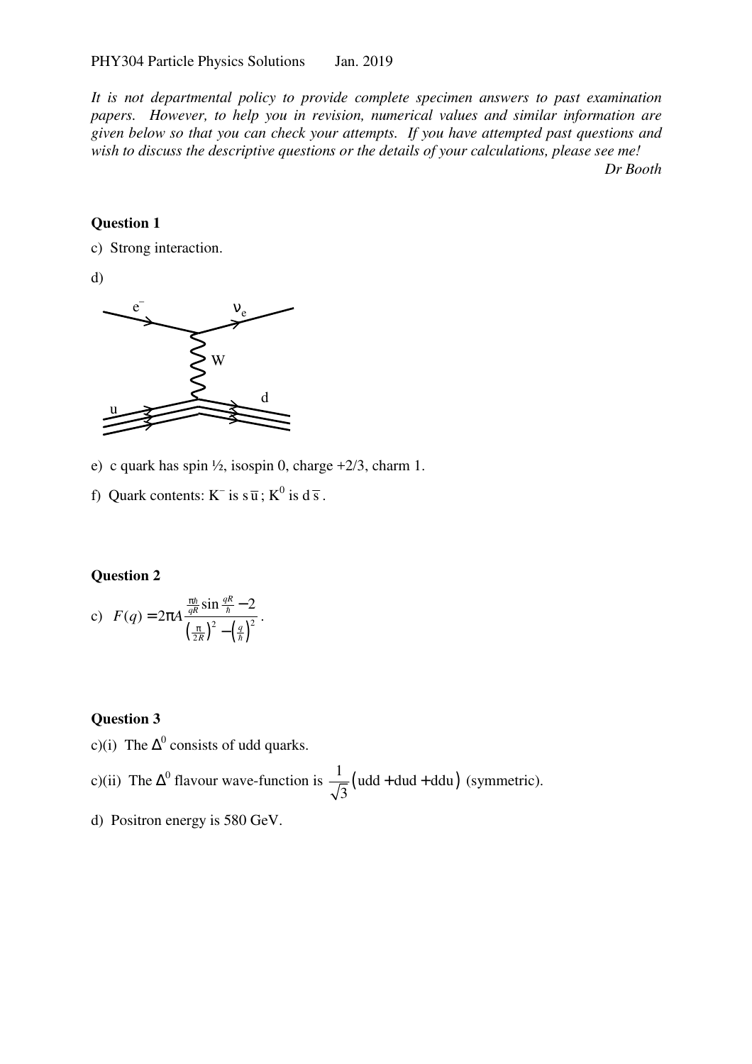PHY304 Particle Physics Solutions        Jan. 2019

*It is not departmental policy to provide complete specimen answers to past examination papers. However, to help you in revision, numerical values and similar information are given below so that you can check your attempts. If you have attempted past questions and wish to discuss the descriptive questions or the details of your calculations, please see me!*

*Dr Booth*

**Question 1**

c) Strong interaction.

d)

e) c quark has spin ½, isospin 0, charge +2/3, charm 1.

f) Quark contents: $K^-$ is $s\bar{u}$; $K^0$ is $d\bar{s}$.

**Question 2**

c) $F(q) = 2\pi A \dfrac{\frac{\pi\hbar}{qR}\sin\frac{qR}{\hbar} - 2}{\left(\frac{\pi}{2R}\right)^2 - \left(\frac{q}{\hbar}\right)^2}$.

**Question 3**

c)(i) The $\Delta^0$ consists of udd quarks.

c)(ii) The $\Delta^0$ flavour wave-function is $\frac{1}{\sqrt{3}}\left(\text{udd} + \text{dud} + \text{ddu}\right)$ (symmetric).

d) Positron energy is 580 GeV.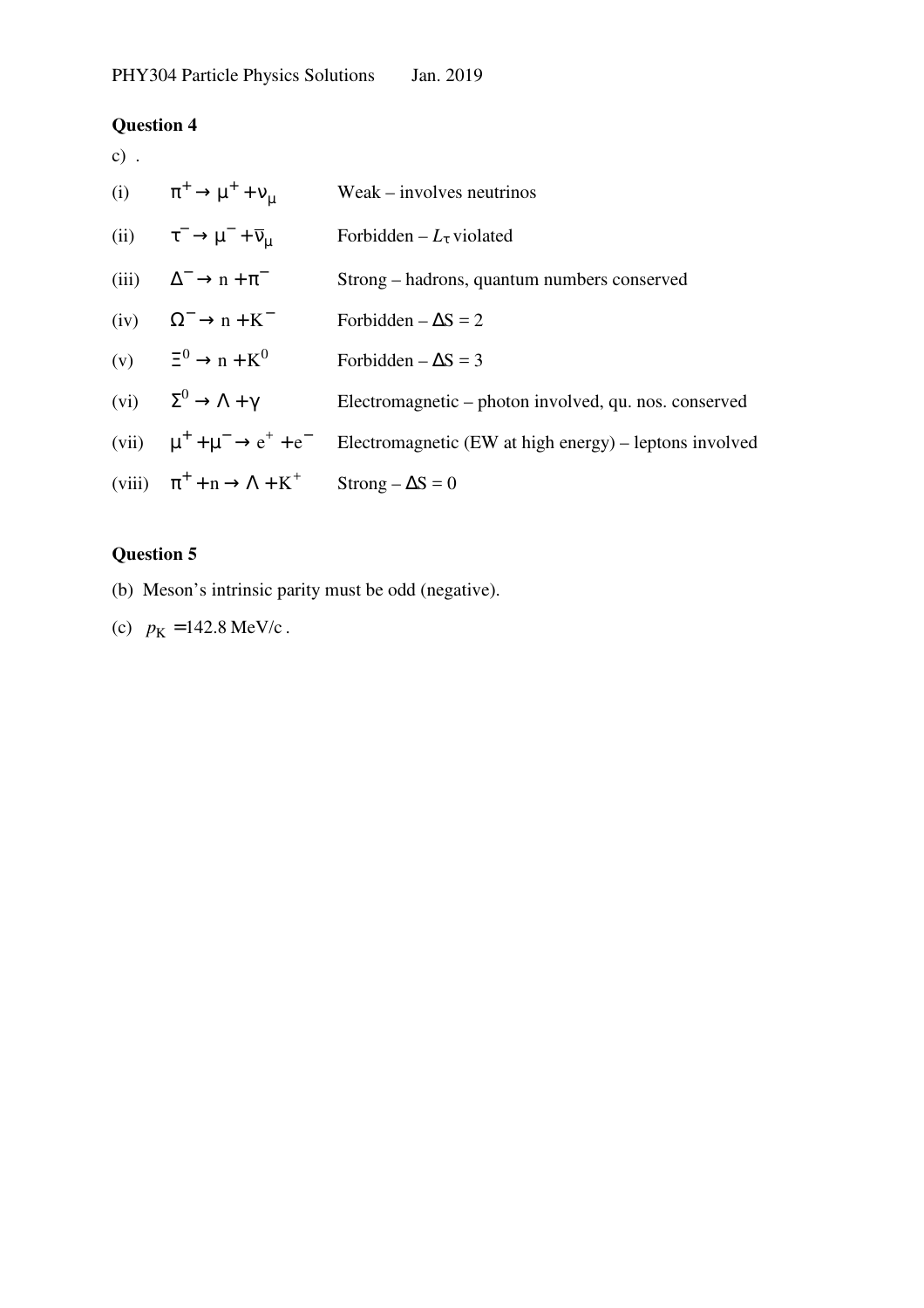## Question 4

c) .

| | | |
|---|---|---|
| (i) | $\pi^+ \to \mu^+ + \nu_\mu$ | Weak – involves neutrinos |
| (ii) | $\tau^- \to \mu^- + \bar{\nu}_\mu$ | Forbidden – $L_\tau$ violated |
| (iii) | $\Delta^- \to \mathrm{n} + \pi^-$ | Strong – hadrons, quantum numbers conserved |
| (iv) | $\Omega^- \to \mathrm{n} + \mathrm{K}^-$ | Forbidden – $\Delta S = 2$ |
| (v) | $\Xi^0 \to \mathrm{n} + \mathrm{K}^0$ | Forbidden – $\Delta S = 3$ |
| (vi) | $\Sigma^0 \to \Lambda + \gamma$ | Electromagnetic – photon involved, qu. nos. conserved |
| (vii) | $\mu^+ + \mu^- \to e^+ + e^-$ | Electromagnetic (EW at high energy) – leptons involved |
| (viii) | $\pi^+ + \mathrm{n} \to \Lambda + \mathrm{K}^+$ | Strong – $\Delta S = 0$ |

## Question 5

(b) Meson's intrinsic parity must be odd (negative).

(c) $p_\mathrm{K} = 142.8$ MeV/c .